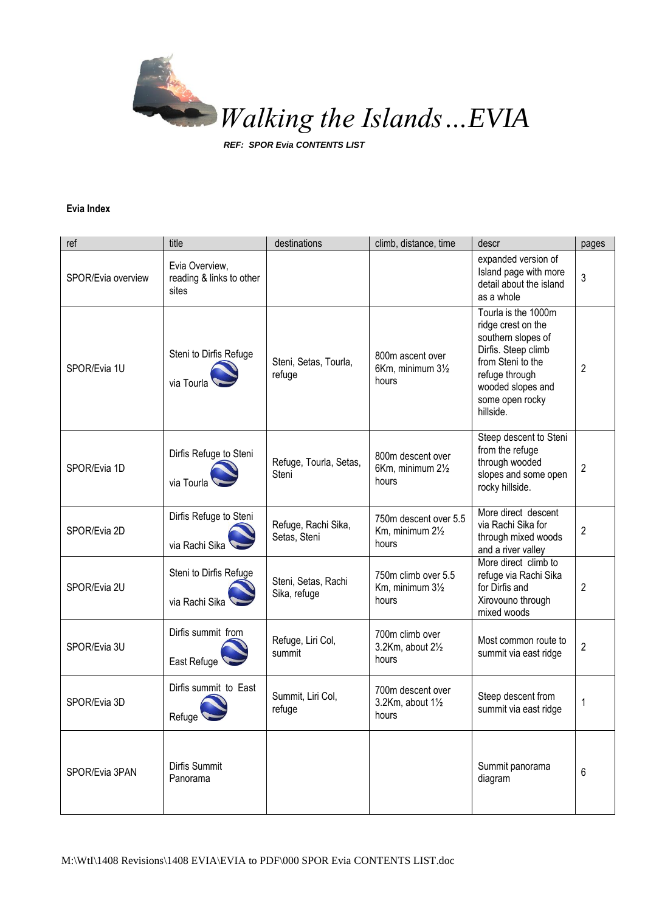# *Walking the Islands…EVIA*

***REF: SPOR Evia CONTENTS LIST***

**Evia Index**

| ref | title | destinations | climb, distance, time | descr | pages |
|---|---|---|---|---|---|
| SPOR/Evia overview | Evia Overview, reading & links to other sites | | | expanded version of Island page with more detail about the island as a whole | 3 |
| SPOR/Evia 1U | Steni to Dirfis Refuge via Tourla | Steni, Setas, Tourla, refuge | 800m ascent over 6Km, minimum 3½ hours | Tourla is the 1000m ridge crest on the southern slopes of Dirfis. Steep climb from Steni to the refuge through wooded slopes and some open rocky hillside. | 2 |
| SPOR/Evia 1D | Dirfis Refuge to Steni via Tourla | Refuge, Tourla, Setas, Steni | 800m descent over 6Km, minimum 2½ hours | Steep descent to Steni from the refuge through wooded slopes and some open rocky hillside. | 2 |
| SPOR/Evia 2D | Dirfis Refuge to Steni via Rachi Sika | Refuge, Rachi Sika, Setas, Steni | 750m descent over 5.5 Km, minimum 2½ hours | More direct descent via Rachi Sika for through mixed woods and a river valley | 2 |
| SPOR/Evia 2U | Steni to Dirfis Refuge via Rachi Sika | Steni, Setas, Rachi Sika, refuge | 750m climb over 5.5 Km, minimum 3½ hours | More direct climb to refuge via Rachi Sika for Dirfis and Xirovouno through mixed woods | 2 |
| SPOR/Evia 3U | Dirfis summit from East Refuge | Refuge, Liri Col, summit | 700m climb over 3.2Km, about 2½ hours | Most common route to summit via east ridge | 2 |
| SPOR/Evia 3D | Dirfis summit to East Refuge | Summit, Liri Col, refuge | 700m descent over 3.2Km, about 1½ hours | Steep descent from summit via east ridge | 1 |
| SPOR/Evia 3PAN | Dirfis Summit Panorama | | | Summit panorama diagram | 6 |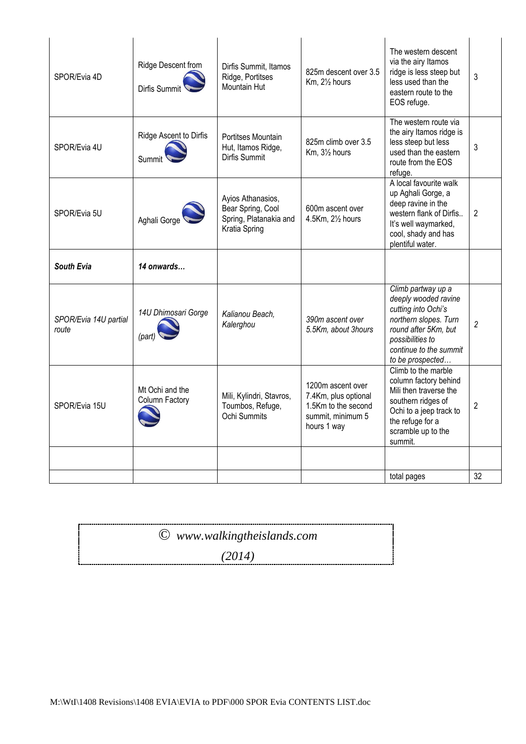| | | | | | |
|---|---|---|---|---|---|
| SPOR/Evia 4D | Ridge Descent from Dirfis Summit | Dirfis Summit, Itamos Ridge, Portitses Mountain Hut | 825m descent over 3.5 Km, 2½ hours | The western descent via the airy Itamos ridge is less steep but less used than the eastern route to the EOS refuge. | 3 |
| SPOR/Evia 4U | Ridge Ascent to Dirfis Summit | Portitses Mountain Hut, Itamos Ridge, Dirfis Summit | 825m climb over 3.5 Km, 3½ hours | The western route via the airy Itamos ridge is less steep but less used than the eastern route from the EOS refuge. | 3 |
| SPOR/Evia 5U | Aghali Gorge | Ayios Athanasios, Bear Spring, Cool Spring, Platanakia and Kratia Spring | 600m ascent over 4.5Km, 2½ hours | A local favourite walk up Aghali Gorge, a deep ravine in the western flank of Dirfis.. It's well waymarked, cool, shady and has plentiful water. | 2 |
| ***South Evia*** | ***14 onwards…*** | | | | |
| *SPOR/Evia 14U partial route* | *14U Dhimosari Gorge (part)* | *Kalianou Beach, Kalerghou* | *390m ascent over 5.5Km, about 3hours* | *Climb partway up a deeply wooded ravine cutting into Ochi's northern slopes. Turn round after 5Km, but possibilities to continue to the summit to be prospected…* | *2* |
| SPOR/Evia 15U | Mt Ochi and the Column Factory | Mili, Kylindri, Stavros, Toumbos, Refuge, Ochi Summits | 1200m ascent over 7.4Km, plus optional 1.5Km to the second summit, minimum 5 hours 1 way | Climb to the marble column factory behind Mili then traverse the southern ridges of Ochi to a jeep track to the refuge for a scramble up to the summit. | 2 |
| | | | | | |
| | | | | total pages | 32 |

© *www.walkingtheislands.com*

*(2014)*

M:\WtI\1408 Revisions\1408 EVIA\EVIA to PDF\000 SPOR Evia CONTENTS LIST.doc